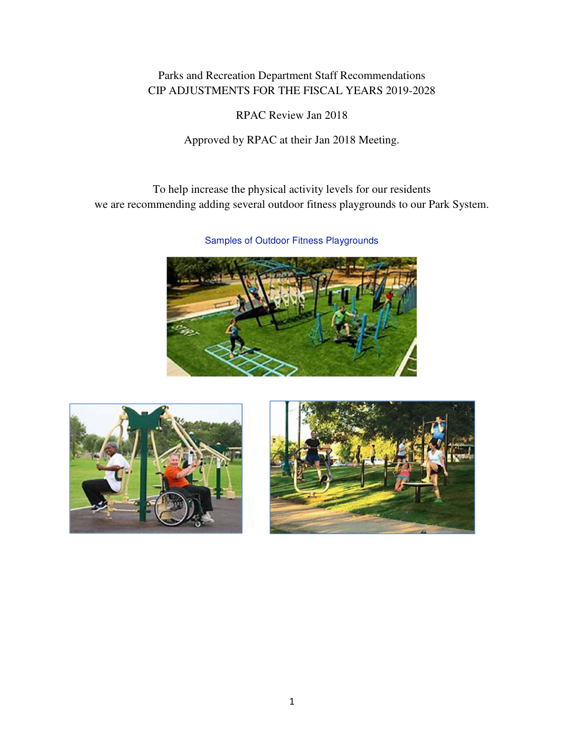Parks and Recreation Department Staff Recommendations
CIP ADJUSTMENTS FOR THE FISCAL YEARS 2019-2028

RPAC Review Jan 2018

Approved by RPAC at their Jan 2018 Meeting.

To help increase the physical activity levels for our residents we are recommending adding several outdoor fitness playgrounds to our Park System.

Samples of Outdoor Fitness Playgrounds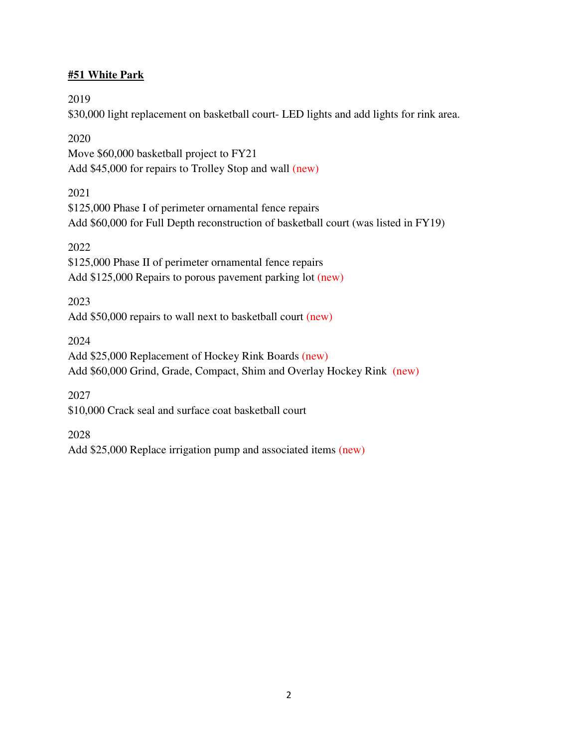**<u>#51 White Park</u>**

2019
$30,000 light replacement on basketball court- LED lights and add lights for rink area.

2020
Move $60,000 basketball project to FY21
Add $45,000 for repairs to Trolley Stop and wall (new)

2021
$125,000 Phase I of perimeter ornamental fence repairs
Add $60,000 for Full Depth reconstruction of basketball court (was listed in FY19)

2022
$125,000 Phase II of perimeter ornamental fence repairs
Add $125,000 Repairs to porous pavement parking lot (new)

2023
Add $50,000 repairs to wall next to basketball court (new)

2024
Add $25,000 Replacement of Hockey Rink Boards (new)
Add $60,000 Grind, Grade, Compact, Shim and Overlay Hockey Rink (new)

2027
$10,000 Crack seal and surface coat basketball court

2028
Add $25,000 Replace irrigation pump and associated items (new)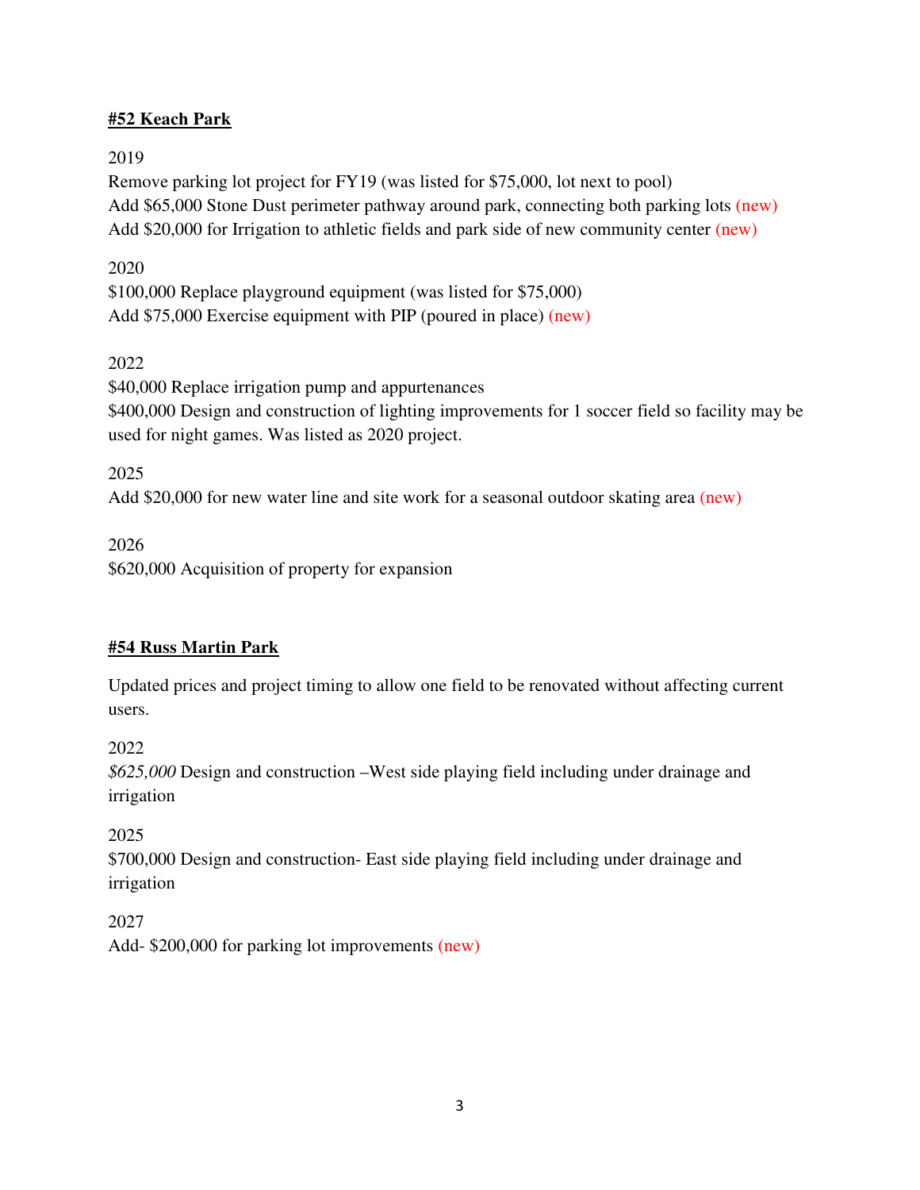**<u>#52 Keach Park</u>**

2019

Remove parking lot project for FY19 (was listed for $75,000, lot next to pool)
Add $65,000 Stone Dust perimeter pathway around park, connecting both parking lots (new)
Add $20,000 for Irrigation to athletic fields and park side of new community center (new)

2020

$100,000 Replace playground equipment (was listed for $75,000)
Add $75,000 Exercise equipment with PIP (poured in place) (new)

2022

$40,000 Replace irrigation pump and appurtenances
$400,000 Design and construction of lighting improvements for 1 soccer field so facility may be used for night games. Was listed as 2020 project.

2025

Add $20,000 for new water line and site work for a seasonal outdoor skating area (new)

2026

$620,000 Acquisition of property for expansion

**<u>#54 Russ Martin Park</u>**

Updated prices and project timing to allow one field to be renovated without affecting current users.

2022

*$625,000* Design and construction –West side playing field including under drainage and irrigation

2025

$700,000 Design and construction- East side playing field including under drainage and irrigation

2027

Add- $200,000 for parking lot improvements (new)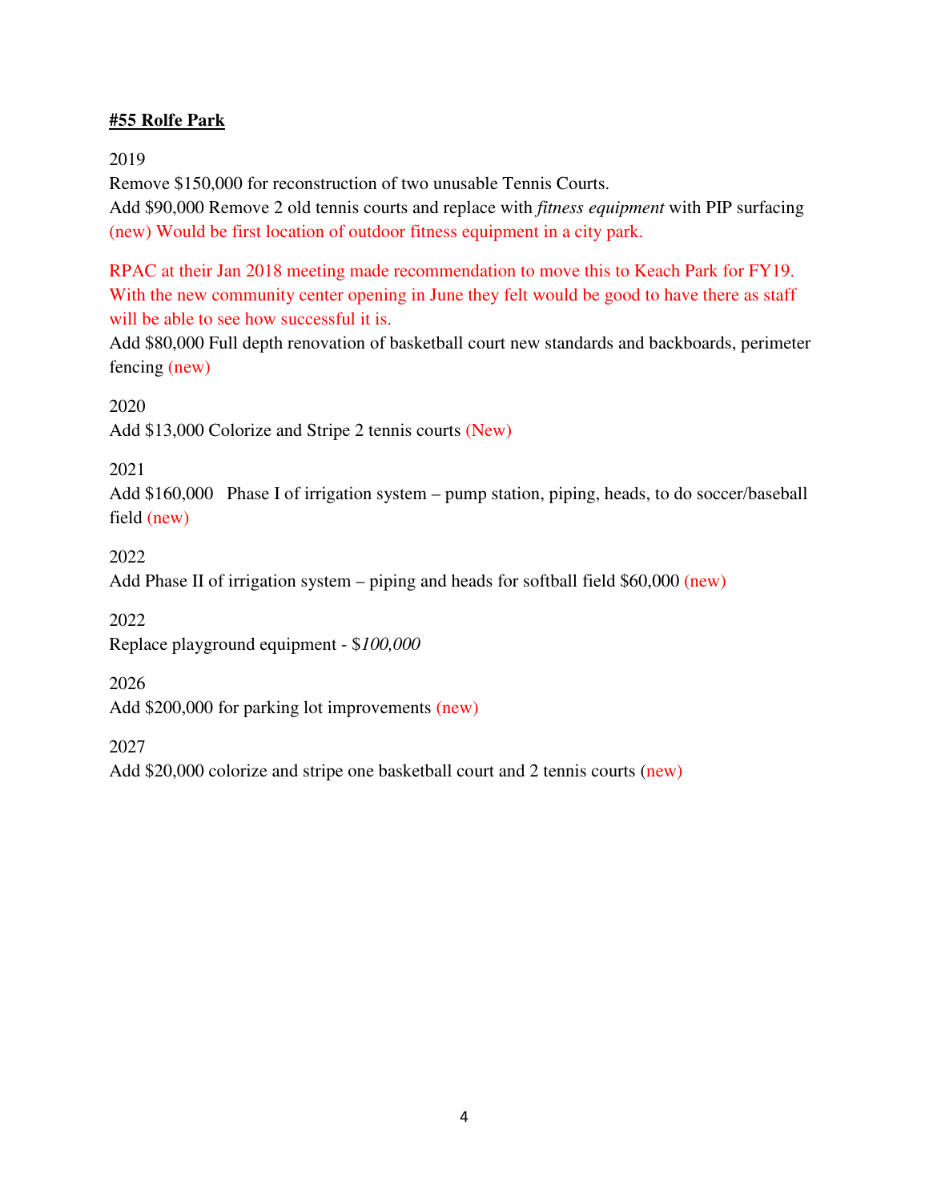**#55 Rolfe Park**

2019

Remove $150,000 for reconstruction of two unusable Tennis Courts.

Add $90,000 Remove 2 old tennis courts and replace with *fitness equipment* with PIP surfacing (new) Would be first location of outdoor fitness equipment in a city park.

RPAC at their Jan 2018 meeting made recommendation to move this to Keach Park for FY19. With the new community center opening in June they felt would be good to have there as staff will be able to see how successful it is.

Add $80,000 Full depth renovation of basketball court new standards and backboards, perimeter fencing (new)

2020

Add $13,000 Colorize and Stripe 2 tennis courts (New)

2021

Add $160,000 Phase I of irrigation system – pump station, piping, heads, to do soccer/baseball field (new)

2022

Add Phase II of irrigation system – piping and heads for softball field $60,000 (new)

2022

Replace playground equipment - $*100,000*

2026

Add $200,000 for parking lot improvements (new)

2027

Add $20,000 colorize and stripe one basketball court and 2 tennis courts (new)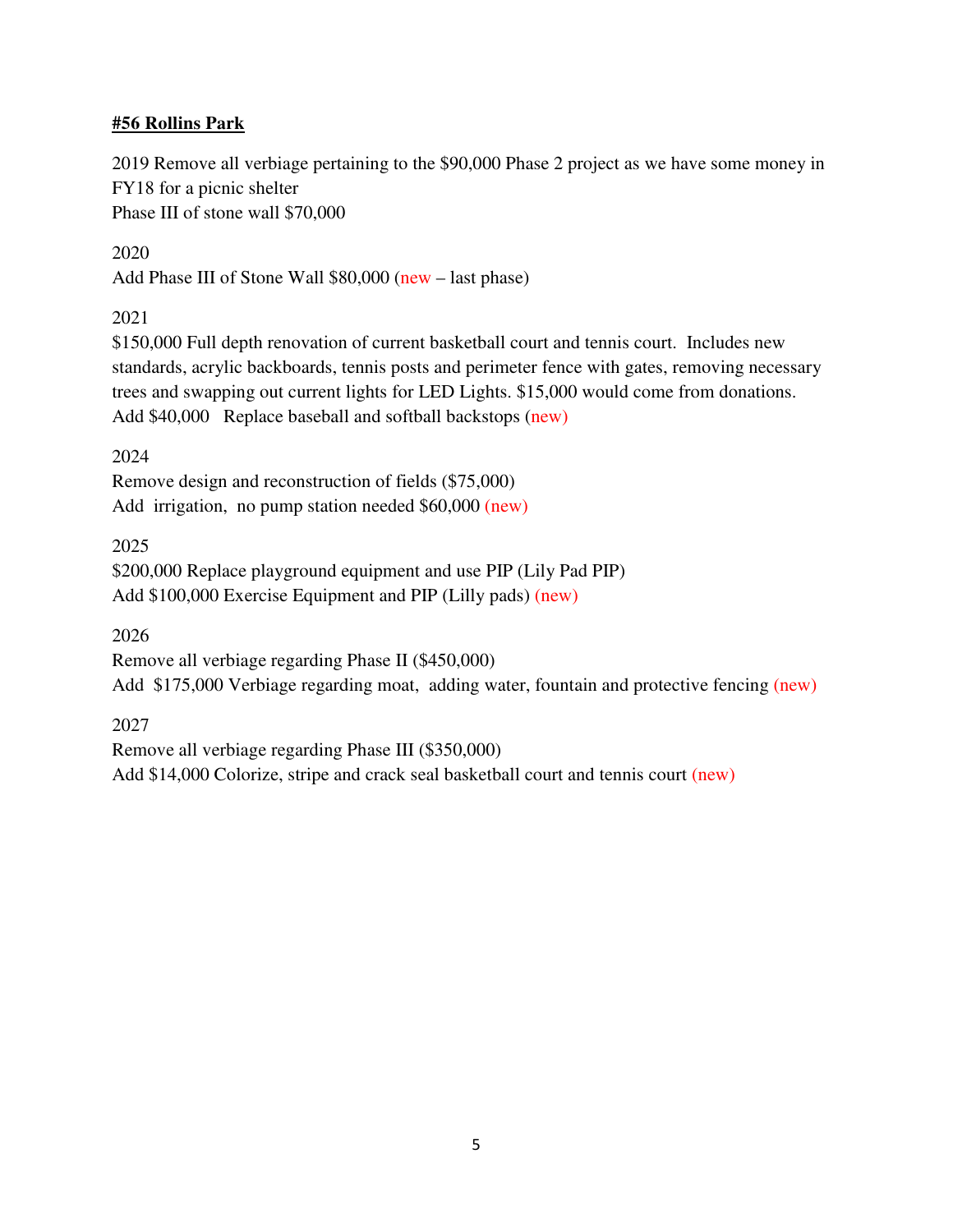**#56 Rollins Park**

2019 Remove all verbiage pertaining to the $90,000 Phase 2 project as we have some money in FY18 for a picnic shelter
Phase III of stone wall $70,000

2020
Add Phase III of Stone Wall $80,000 (new – last phase)

2021
$150,000 Full depth renovation of current basketball court and tennis court. Includes new standards, acrylic backboards, tennis posts and perimeter fence with gates, removing necessary trees and swapping out current lights for LED Lights. $15,000 would come from donations.
Add $40,000 Replace baseball and softball backstops (new)

2024
Remove design and reconstruction of fields ($75,000)
Add irrigation, no pump station needed $60,000 (new)

2025
$200,000 Replace playground equipment and use PIP (Lily Pad PIP)
Add $100,000 Exercise Equipment and PIP (Lilly pads) (new)

2026
Remove all verbiage regarding Phase II ($450,000)
Add $175,000 Verbiage regarding moat, adding water, fountain and protective fencing (new)

2027
Remove all verbiage regarding Phase III ($350,000)
Add $14,000 Colorize, stripe and crack seal basketball court and tennis court (new)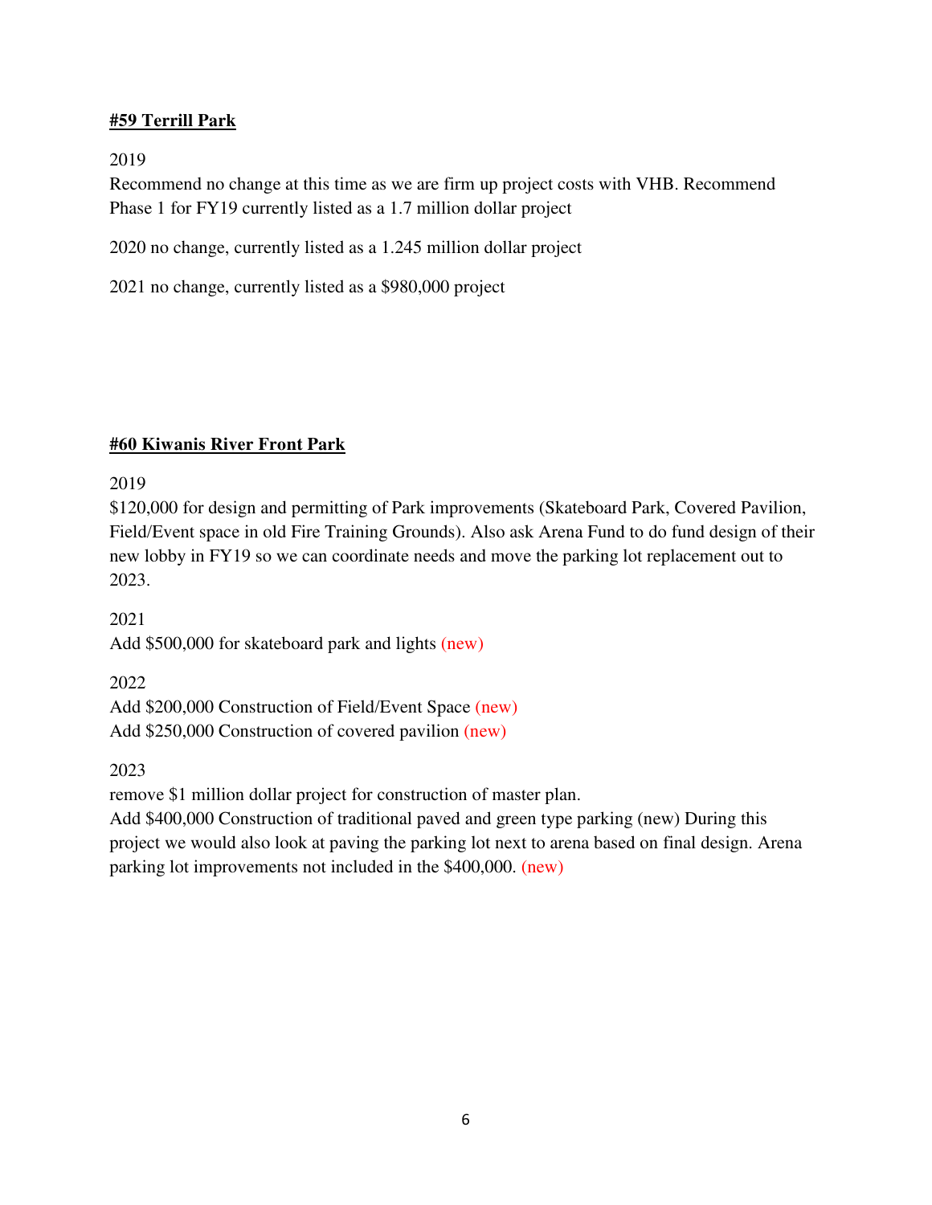**#59 Terrill Park**

2019
Recommend no change at this time as we are firm up project costs with VHB. Recommend Phase 1 for FY19 currently listed as a 1.7 million dollar project

2020 no change, currently listed as a 1.245 million dollar project

2021 no change, currently listed as a $980,000 project

**#60 Kiwanis River Front Park**

2019
$120,000 for design and permitting of Park improvements (Skateboard Park, Covered Pavilion, Field/Event space in old Fire Training Grounds). Also ask Arena Fund to do fund design of their new lobby in FY19 so we can coordinate needs and move the parking lot replacement out to 2023.

2021
Add $500,000 for skateboard park and lights (new)

2022
Add $200,000 Construction of Field/Event Space (new)
Add $250,000 Construction of covered pavilion (new)

2023
remove $1 million dollar project for construction of master plan.
Add $400,000 Construction of traditional paved and green type parking (new) During this project we would also look at paving the parking lot next to arena based on final design. Arena parking lot improvements not included in the $400,000. (new)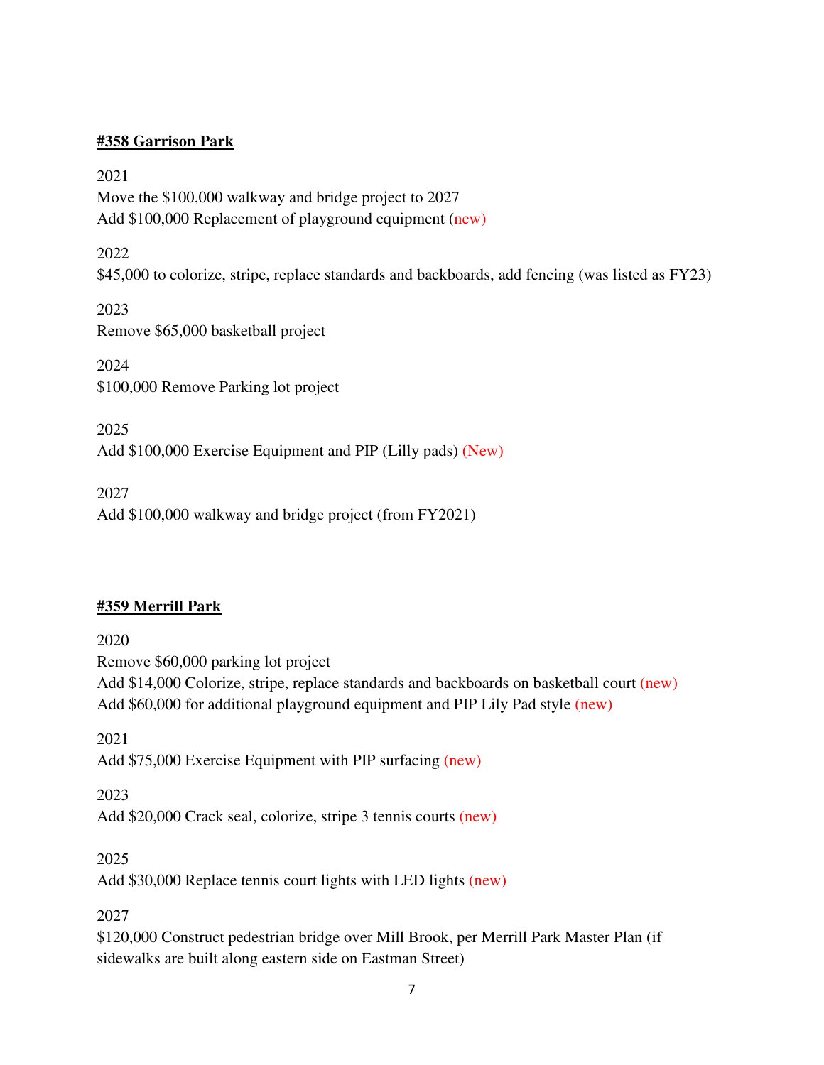**<u>#358 Garrison Park</u>**

2021
Move the $100,000 walkway and bridge project to 2027
Add $100,000 Replacement of playground equipment (new)

2022
$45,000 to colorize, stripe, replace standards and backboards, add fencing (was listed as FY23)

2023
Remove $65,000 basketball project

2024
$100,000 Remove Parking lot project

2025
Add $100,000 Exercise Equipment and PIP (Lilly pads) (New)

2027
Add $100,000 walkway and bridge project (from FY2021)

**<u>#359 Merrill Park</u>**

2020
Remove $60,000 parking lot project
Add $14,000 Colorize, stripe, replace standards and backboards on basketball court (new)
Add $60,000 for additional playground equipment and PIP Lily Pad style (new)

2021
Add $75,000 Exercise Equipment with PIP surfacing (new)

2023
Add $20,000 Crack seal, colorize, stripe 3 tennis courts (new)

2025
Add $30,000 Replace tennis court lights with LED lights (new)

2027
$120,000 Construct pedestrian bridge over Mill Brook, per Merrill Park Master Plan (if sidewalks are built along eastern side on Eastman Street)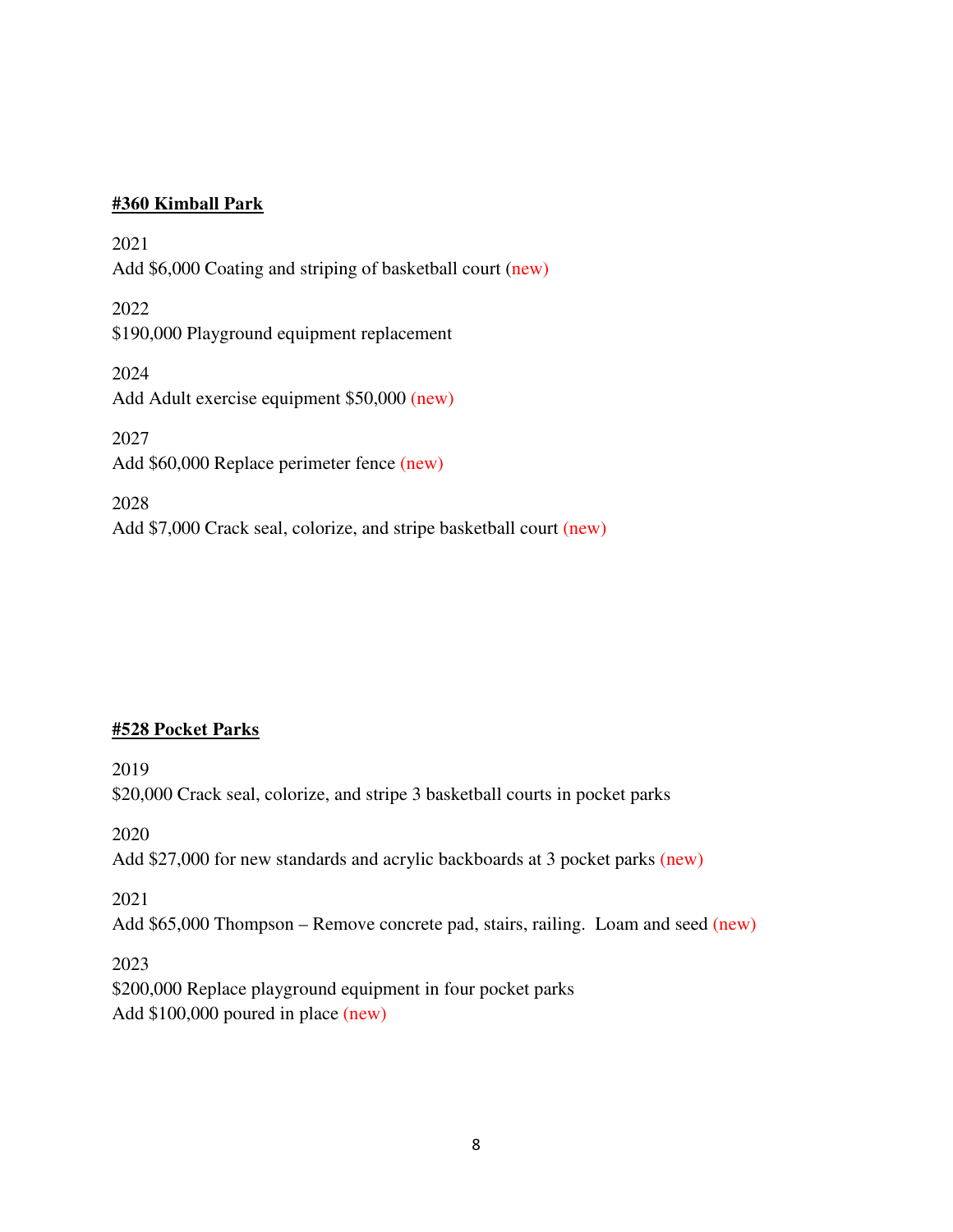**#360 Kimball Park**

2021
Add $6,000 Coating and striping of basketball court (new)

2022
$190,000 Playground equipment replacement

2024
Add Adult exercise equipment $50,000 (new)

2027
Add $60,000 Replace perimeter fence (new)

2028
Add $7,000 Crack seal, colorize, and stripe basketball court (new)

**#528 Pocket Parks**

2019
$20,000 Crack seal, colorize, and stripe 3 basketball courts in pocket parks

2020
Add $27,000 for new standards and acrylic backboards at 3 pocket parks (new)

2021
Add $65,000 Thompson – Remove concrete pad, stairs, railing. Loam and seed (new)

2023
$200,000 Replace playground equipment in four pocket parks
Add $100,000 poured in place (new)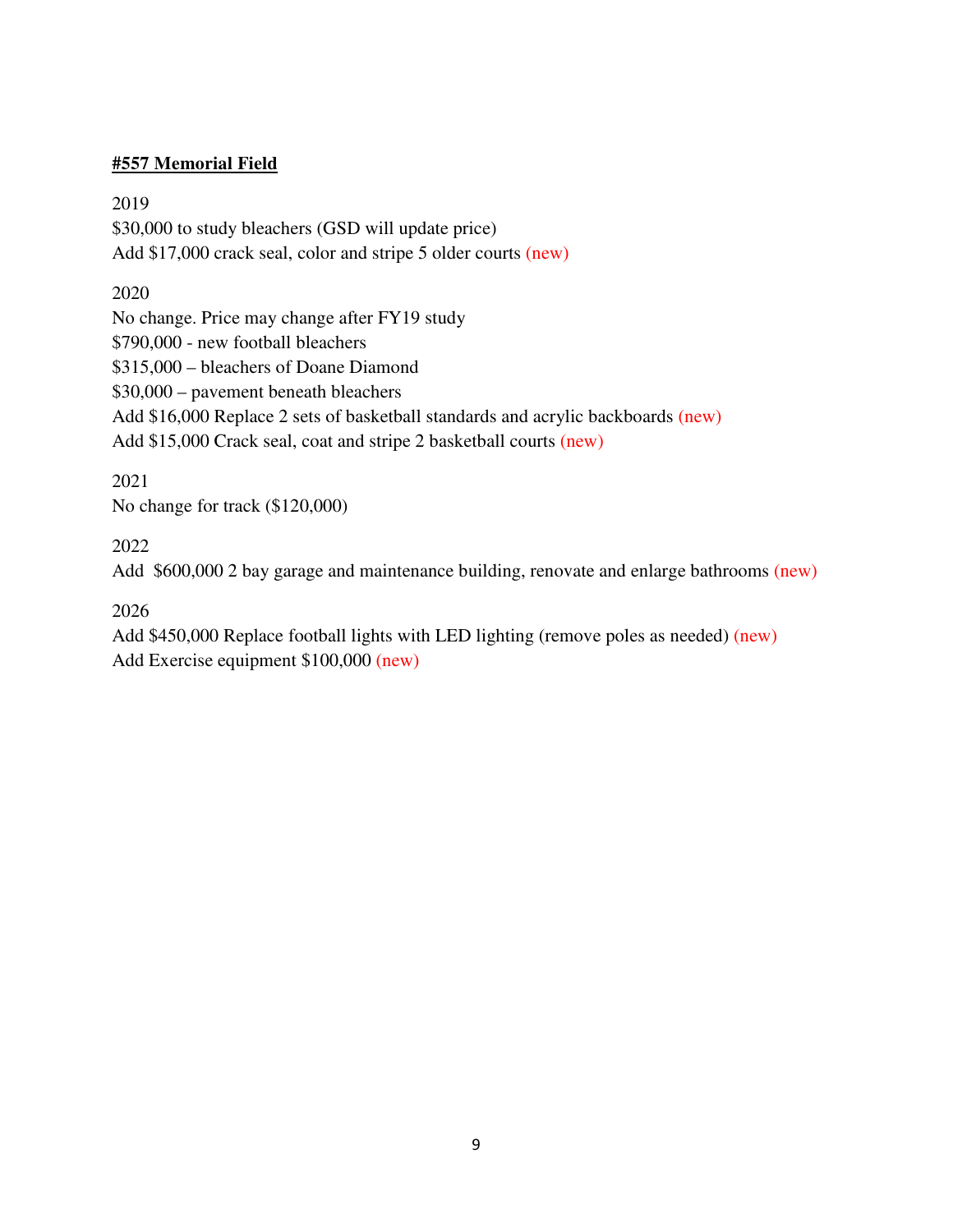**#557 Memorial Field**

2019

$30,000 to study bleachers (GSD will update price)

Add $17,000 crack seal, color and stripe 5 older courts (new)

2020

No change. Price may change after FY19 study

$790,000 - new football bleachers

$315,000 – bleachers of Doane Diamond

$30,000 – pavement beneath bleachers

Add $16,000 Replace 2 sets of basketball standards and acrylic backboards (new)

Add $15,000 Crack seal, coat and stripe 2 basketball courts (new)

2021

No change for track ($120,000)

2022

Add $600,000 2 bay garage and maintenance building, renovate and enlarge bathrooms (new)

2026

Add $450,000 Replace football lights with LED lighting (remove poles as needed) (new)

Add Exercise equipment $100,000 (new)